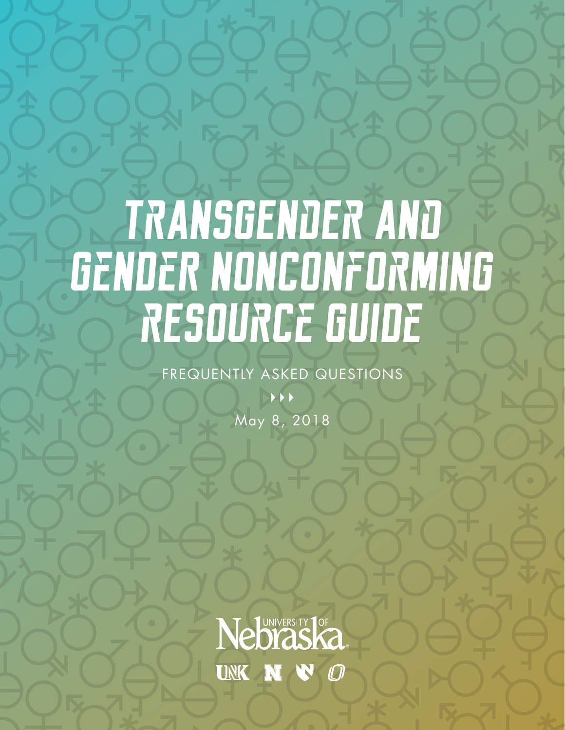# TRANSGENDER AND GENDER NONCONFORMING RESOURCE GUIDE

FREQUENTLY ASKED QUESTIONS

May 8, 2018

University of Nebraska

UNK N UNMC O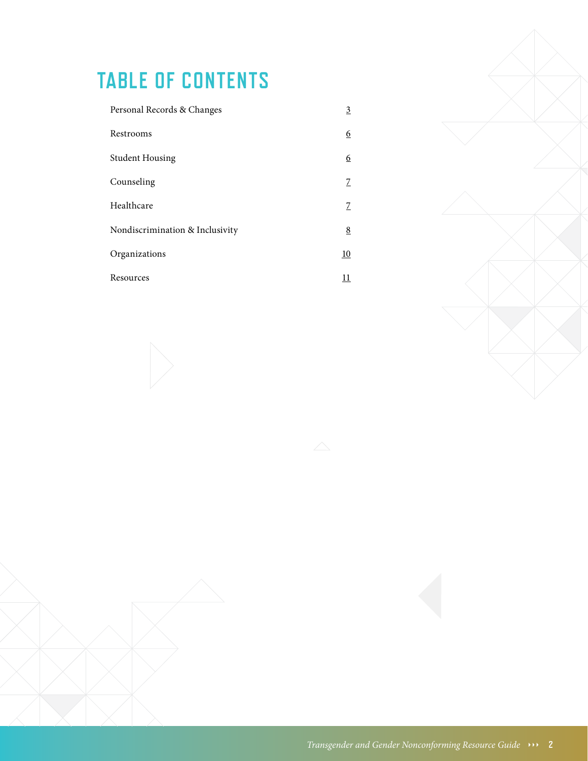# TABLE OF CONTENTS

| | |
|---|---|
| Personal Records & Changes | 3 |
| Restrooms | 6 |
| Student Housing | 6 |
| Counseling | 7 |
| Healthcare | 7 |
| Nondiscrimination & Inclusivity | 8 |
| Organizations | 10 |
| Resources | 11 |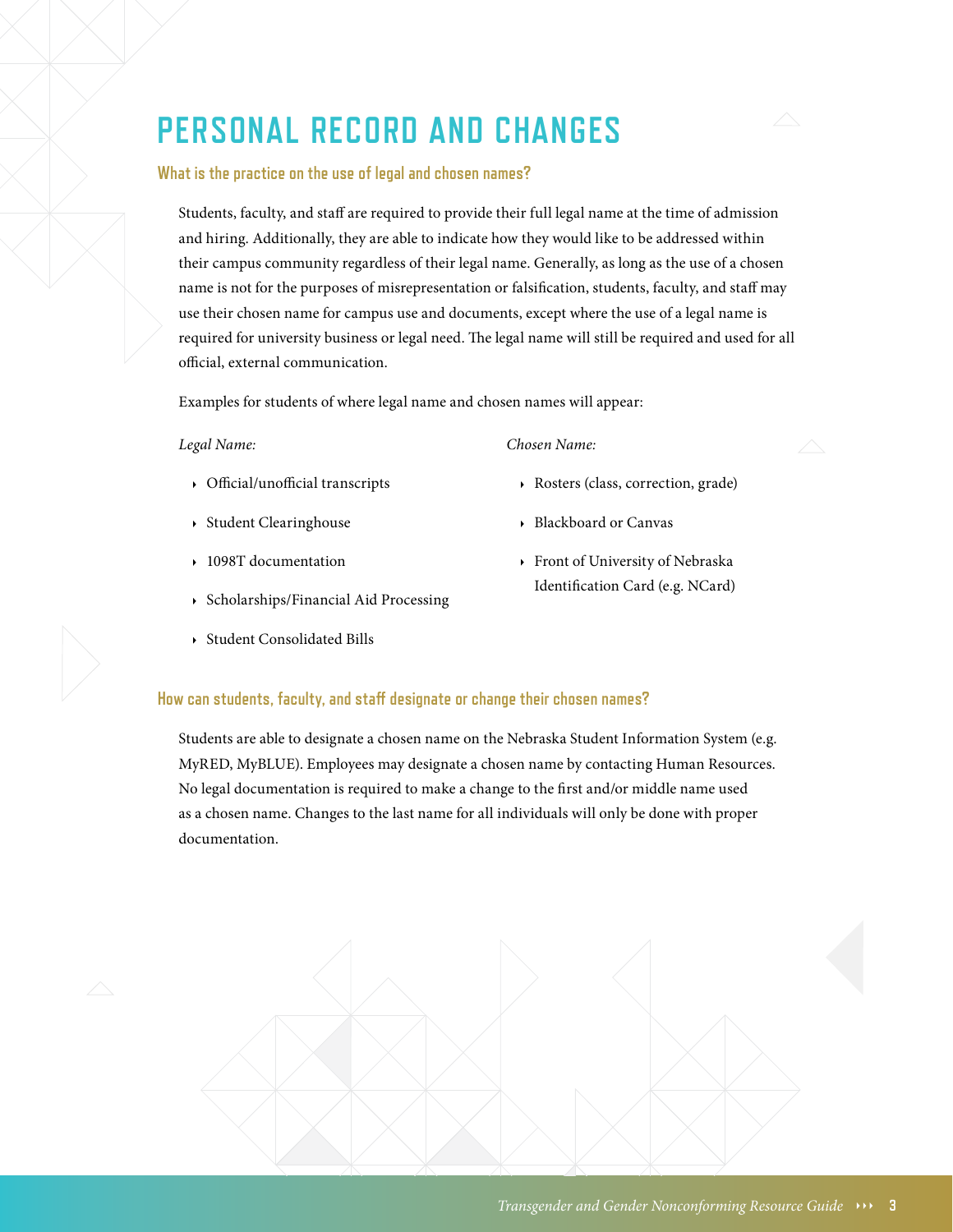# PERSONAL RECORD AND CHANGES

### What is the practice on the use of legal and chosen names?

Students, faculty, and staff are required to provide their full legal name at the time of admission and hiring. Additionally, they are able to indicate how they would like to be addressed within their campus community regardless of their legal name. Generally, as long as the use of a chosen name is not for the purposes of misrepresentation or falsification, students, faculty, and staff may use their chosen name for campus use and documents, except where the use of a legal name is required for university business or legal need. The legal name will still be required and used for all official, external communication.

Examples for students of where legal name and chosen names will appear:

*Legal Name:*

- Official/unofficial transcripts
- Student Clearinghouse
- 1098T documentation
- Scholarships/Financial Aid Processing
- Student Consolidated Bills

*Chosen Name:*

- Rosters (class, correction, grade)
- Blackboard or Canvas
- Front of University of Nebraska Identification Card (e.g. NCard)

### How can students, faculty, and staff designate or change their chosen names?

Students are able to designate a chosen name on the Nebraska Student Information System (e.g. MyRED, MyBLUE). Employees may designate a chosen name by contacting Human Resources. No legal documentation is required to make a change to the first and/or middle name used as a chosen name. Changes to the last name for all individuals will only be done with proper documentation.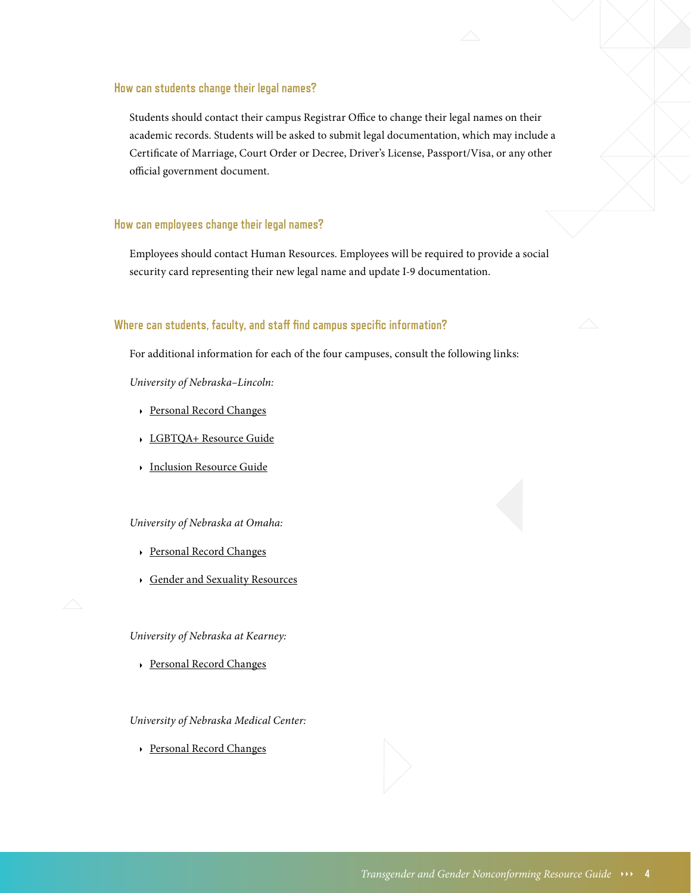### How can students change their legal names?

Students should contact their campus Registrar Office to change their legal names on their academic records. Students will be asked to submit legal documentation, which may include a Certificate of Marriage, Court Order or Decree, Driver's License, Passport/Visa, or any other official government document.

### How can employees change their legal names?

Employees should contact Human Resources. Employees will be required to provide a social security card representing their new legal name and update I-9 documentation.

### Where can students, faculty, and staff find campus specific information?

For additional information for each of the four campuses, consult the following links:

*University of Nebraska–Lincoln:*

- Personal Record Changes
- LGBTQA+ Resource Guide
- Inclusion Resource Guide

*University of Nebraska at Omaha:*

- Personal Record Changes
- Gender and Sexuality Resources

*University of Nebraska at Kearney:*

- Personal Record Changes

*University of Nebraska Medical Center:*

- Personal Record Changes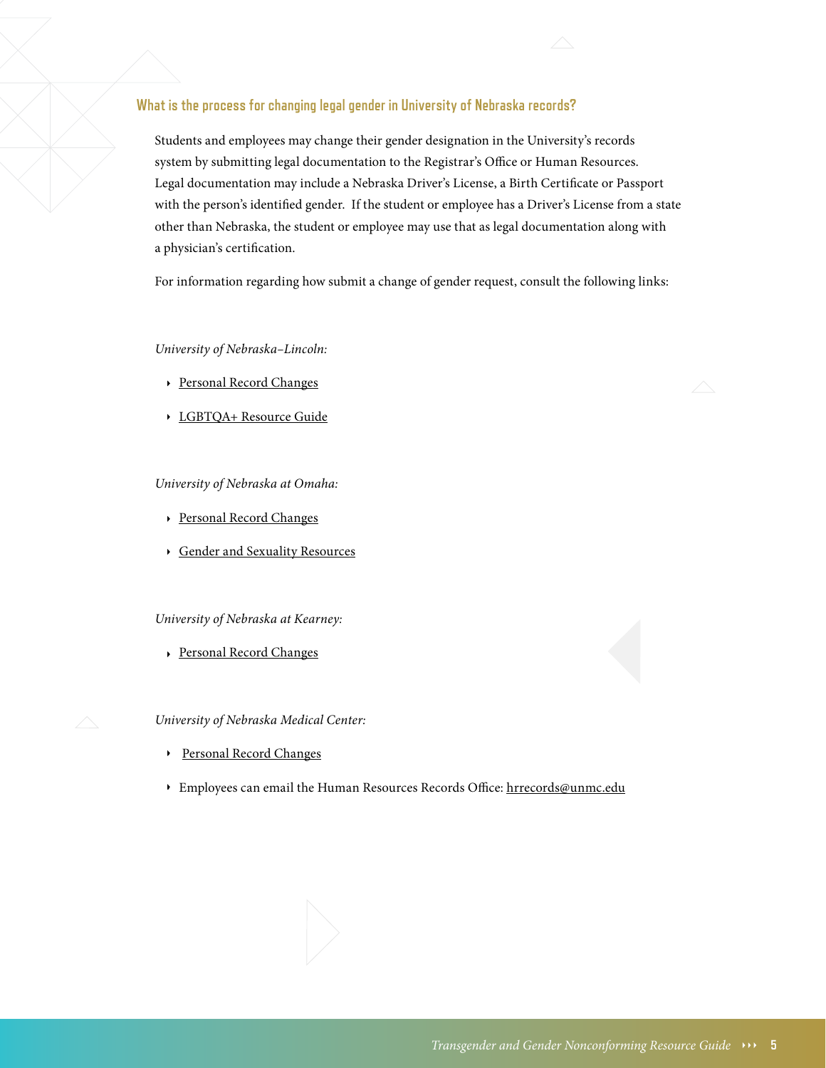## What is the process for changing legal gender in University of Nebraska records?

Students and employees may change their gender designation in the University's records system by submitting legal documentation to the Registrar's Office or Human Resources. Legal documentation may include a Nebraska Driver's License, a Birth Certificate or Passport with the person's identified gender. If the student or employee has a Driver's License from a state other than Nebraska, the student or employee may use that as legal documentation along with a physician's certification.

For information regarding how submit a change of gender request, consult the following links:

*University of Nebraska–Lincoln:*

- Personal Record Changes
- LGBTQA+ Resource Guide

*University of Nebraska at Omaha:*

- Personal Record Changes
- Gender and Sexuality Resources

*University of Nebraska at Kearney:*

- Personal Record Changes

*University of Nebraska Medical Center:*

- Personal Record Changes
- Employees can email the Human Resources Records Office: hrrecords@unmc.edu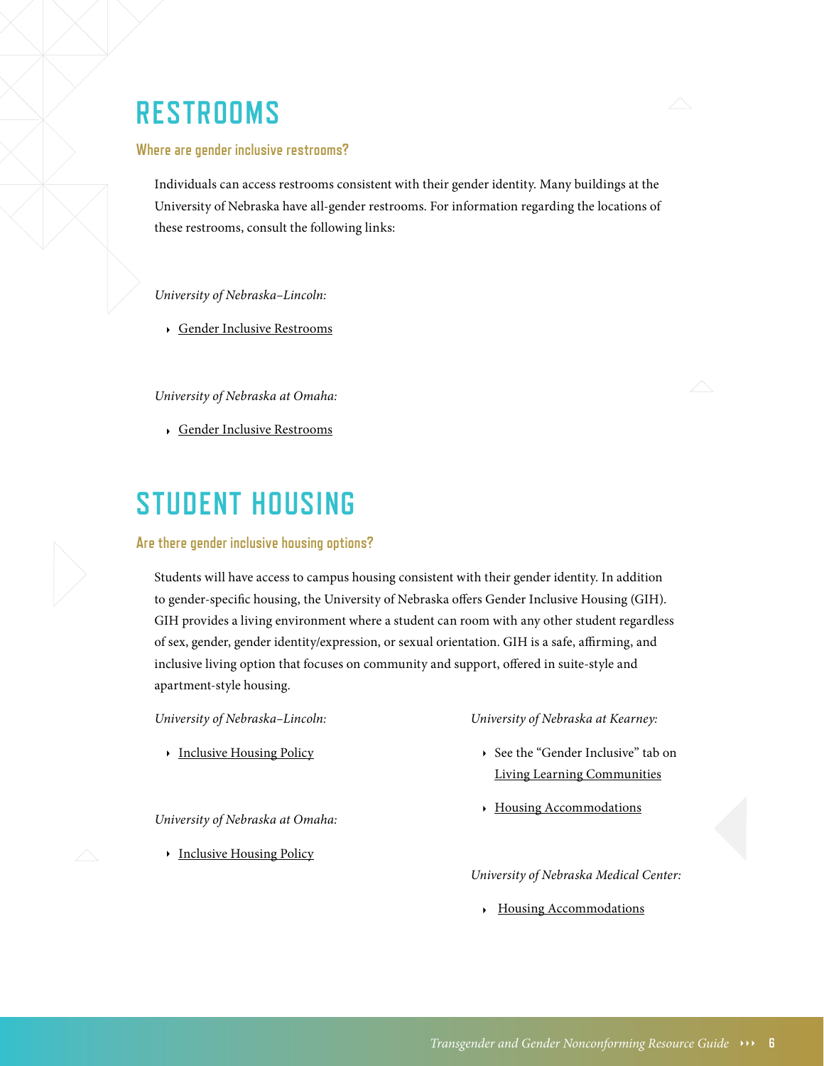# RESTROOMS

### Where are gender inclusive restrooms?

Individuals can access restrooms consistent with their gender identity. Many buildings at the University of Nebraska have all-gender restrooms. For information regarding the locations of these restrooms, consult the following links:

*University of Nebraska–Lincoln:*

- Gender Inclusive Restrooms

*University of Nebraska at Omaha:*

- Gender Inclusive Restrooms

# STUDENT HOUSING

### Are there gender inclusive housing options?

Students will have access to campus housing consistent with their gender identity. In addition to gender-specific housing, the University of Nebraska offers Gender Inclusive Housing (GIH). GIH provides a living environment where a student can room with any other student regardless of sex, gender, gender identity/expression, or sexual orientation. GIH is a safe, affirming, and inclusive living option that focuses on community and support, offered in suite-style and apartment-style housing.

*University of Nebraska–Lincoln:*

- Inclusive Housing Policy

*University of Nebraska at Omaha:*

- Inclusive Housing Policy

*University of Nebraska at Kearney:*

- See the "Gender Inclusive" tab on Living Learning Communities
- Housing Accommodations

*University of Nebraska Medical Center:*

- Housing Accommodations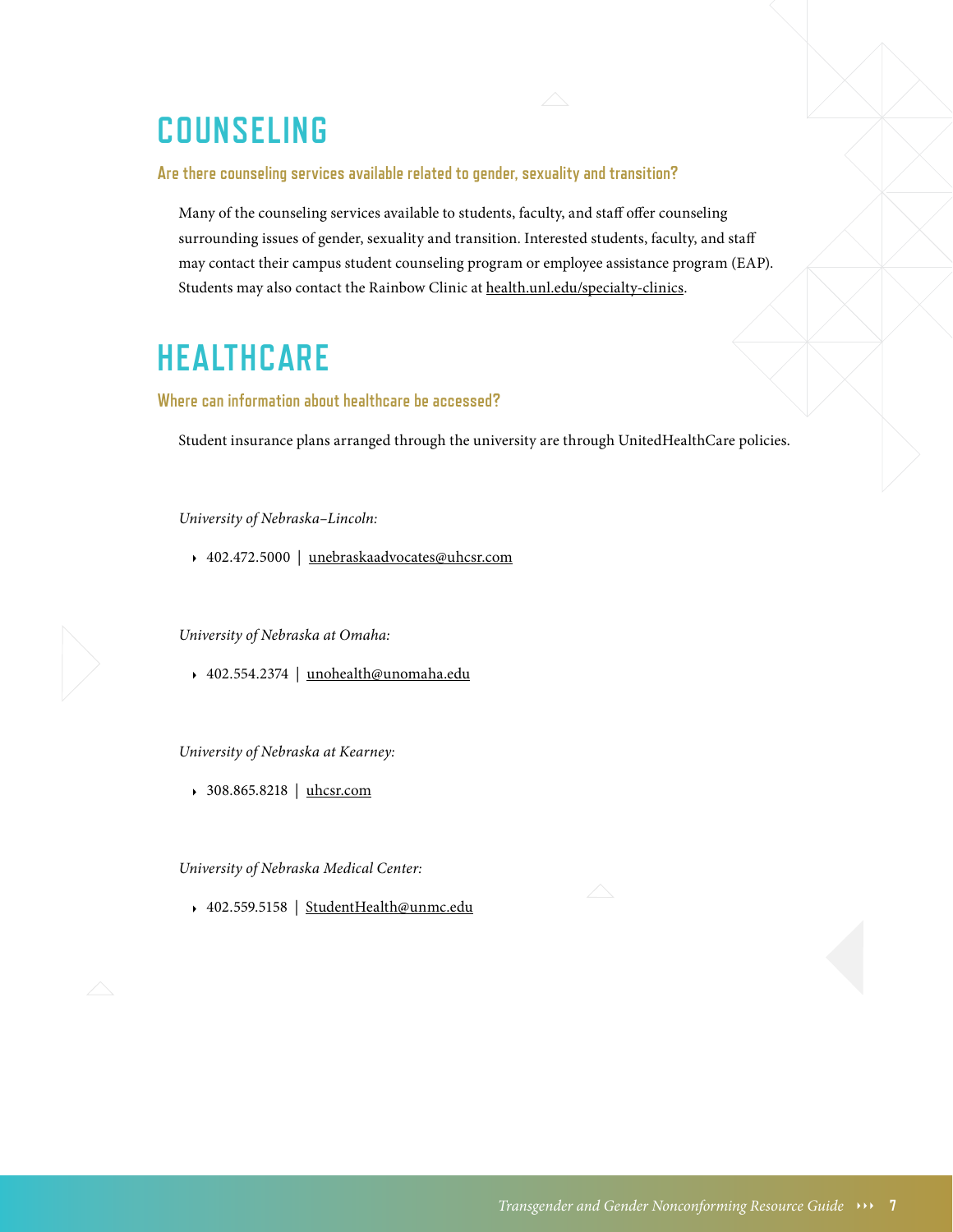# COUNSELING

### Are there counseling services available related to gender, sexuality and transition?

Many of the counseling services available to students, faculty, and staff offer counseling surrounding issues of gender, sexuality and transition. Interested students, faculty, and staff may contact their campus student counseling program or employee assistance program (EAP). Students may also contact the Rainbow Clinic at health.unl.edu/specialty-clinics.

# HEALTHCARE

### Where can information about healthcare be accessed?

Student insurance plans arranged through the university are through UnitedHealthCare policies.

*University of Nebraska–Lincoln:*

- 402.472.5000 | unebraskaadvocates@uhcsr.com

*University of Nebraska at Omaha:*

- 402.554.2374 | unohealth@unomaha.edu

*University of Nebraska at Kearney:*

- 308.865.8218 | uhcsr.com

*University of Nebraska Medical Center:*

- 402.559.5158 | StudentHealth@unmc.edu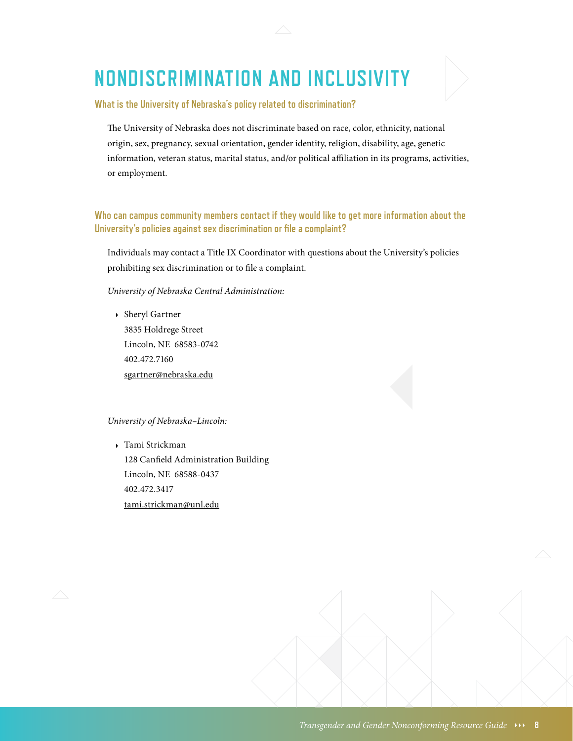# NONDISCRIMINATION AND INCLUSIVITY

### What is the University of Nebraska's policy related to discrimination?

The University of Nebraska does not discriminate based on race, color, ethnicity, national origin, sex, pregnancy, sexual orientation, gender identity, religion, disability, age, genetic information, veteran status, marital status, and/or political affiliation in its programs, activities, or employment.

### Who can campus community members contact if they would like to get more information about the University's policies against sex discrimination or file a complaint?

Individuals may contact a Title IX Coordinator with questions about the University's policies prohibiting sex discrimination or to file a complaint.

*University of Nebraska Central Administration:*

- Sheryl Gartner
  3835 Holdrege Street
  Lincoln, NE 68583-0742
  402.472.7160
  sgartner@nebraska.edu

*University of Nebraska–Lincoln:*

- Tami Strickman
  128 Canfield Administration Building
  Lincoln, NE 68588-0437
  402.472.3417
  tami.strickman@unl.edu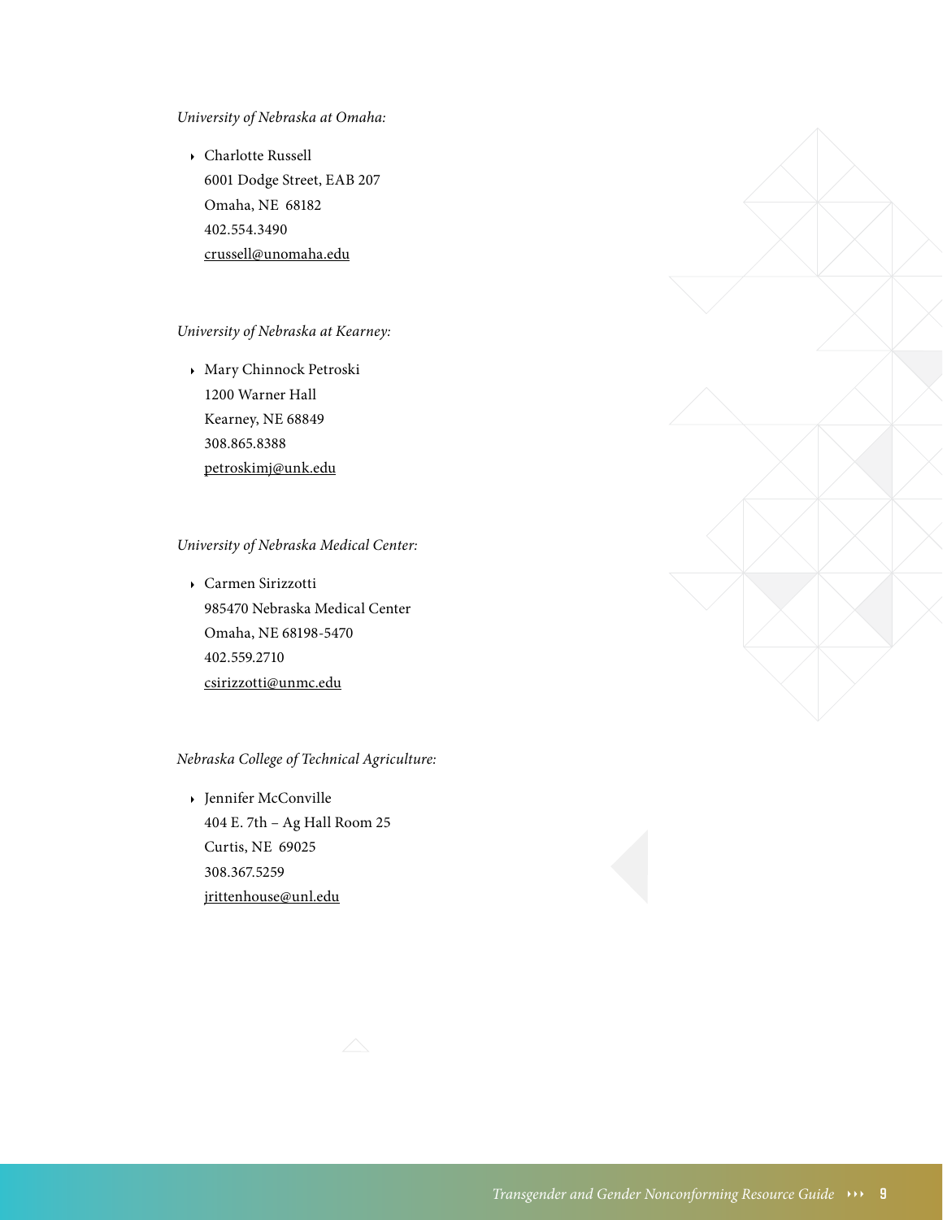*University of Nebraska at Omaha:*

- Charlotte Russell
  6001 Dodge Street, EAB 207
  Omaha, NE 68182
  402.554.3490
  crussell@unomaha.edu

*University of Nebraska at Kearney:*

- Mary Chinnock Petroski
  1200 Warner Hall
  Kearney, NE 68849
  308.865.8388
  petroskimj@unk.edu

*University of Nebraska Medical Center:*

- Carmen Sirizzotti
  985470 Nebraska Medical Center
  Omaha, NE 68198-5470
  402.559.2710
  csirizzotti@unmc.edu

*Nebraska College of Technical Agriculture:*

- Jennifer McConville
  404 E. 7th – Ag Hall Room 25
  Curtis, NE 69025
  308.367.5259
  jrittenhouse@unl.edu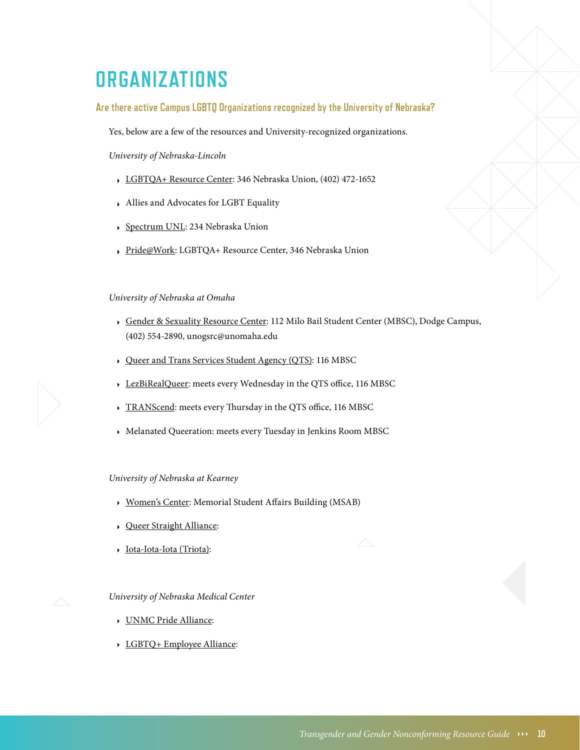# ORGANIZATIONS

### Are there active Campus LGBTQ Organizations recognized by the University of Nebraska?

Yes, below are a few of the resources and University-recognized organizations.

*University of Nebraska-Lincoln*

- LGBTQA+ Resource Center: 346 Nebraska Union, (402) 472-1652
- Allies and Advocates for LGBT Equality
- Spectrum UNL: 234 Nebraska Union
- Pride@Work: LGBTQA+ Resource Center, 346 Nebraska Union

*University of Nebraska at Omaha*

- Gender & Sexuality Resource Center: 112 Milo Bail Student Center (MBSC), Dodge Campus, (402) 554-2890, unogsrc@unomaha.edu
- Queer and Trans Services Student Agency (QTS): 116 MBSC
- LezBiRealQueer: meets every Wednesday in the QTS office, 116 MBSC
- TRANScend: meets every Thursday in the QTS office, 116 MBSC
- Melanated Queeration: meets every Tuesday in Jenkins Room MBSC

*University of Nebraska at Kearney*

- Women's Center: Memorial Student Affairs Building (MSAB)
- Queer Straight Alliance:
- Iota-Iota-Iota (Triota):

*University of Nebraska Medical Center*

- UNMC Pride Alliance:
- LGBTQ+ Employee Alliance: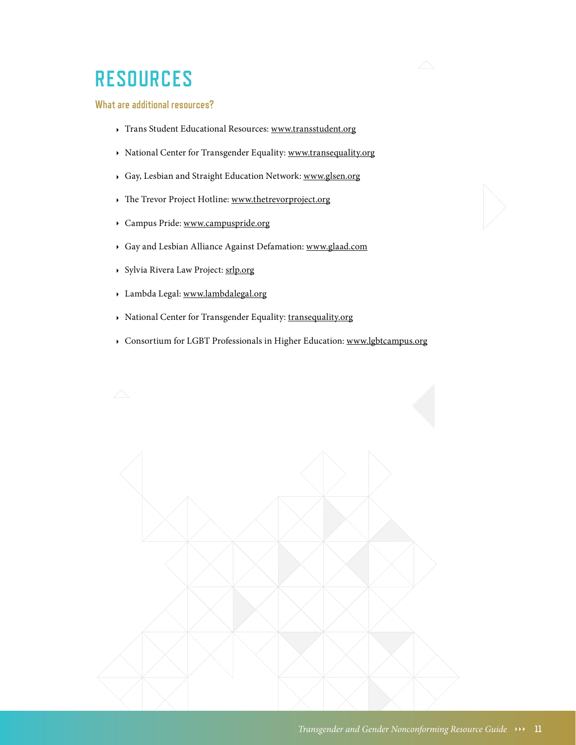# RESOURCES

## What are additional resources?

- Trans Student Educational Resources: www.transstudent.org
- National Center for Transgender Equality: www.transequality.org
- Gay, Lesbian and Straight Education Network: www.glsen.org
- The Trevor Project Hotline: www.thetrevorproject.org
- Campus Pride: www.campuspride.org
- Gay and Lesbian Alliance Against Defamation: www.glaad.com
- Sylvia Rivera Law Project: srlp.org
- Lambda Legal: www.lambdalegal.org
- National Center for Transgender Equality: transequality.org
- Consortium for LGBT Professionals in Higher Education: www.lgbtcampus.org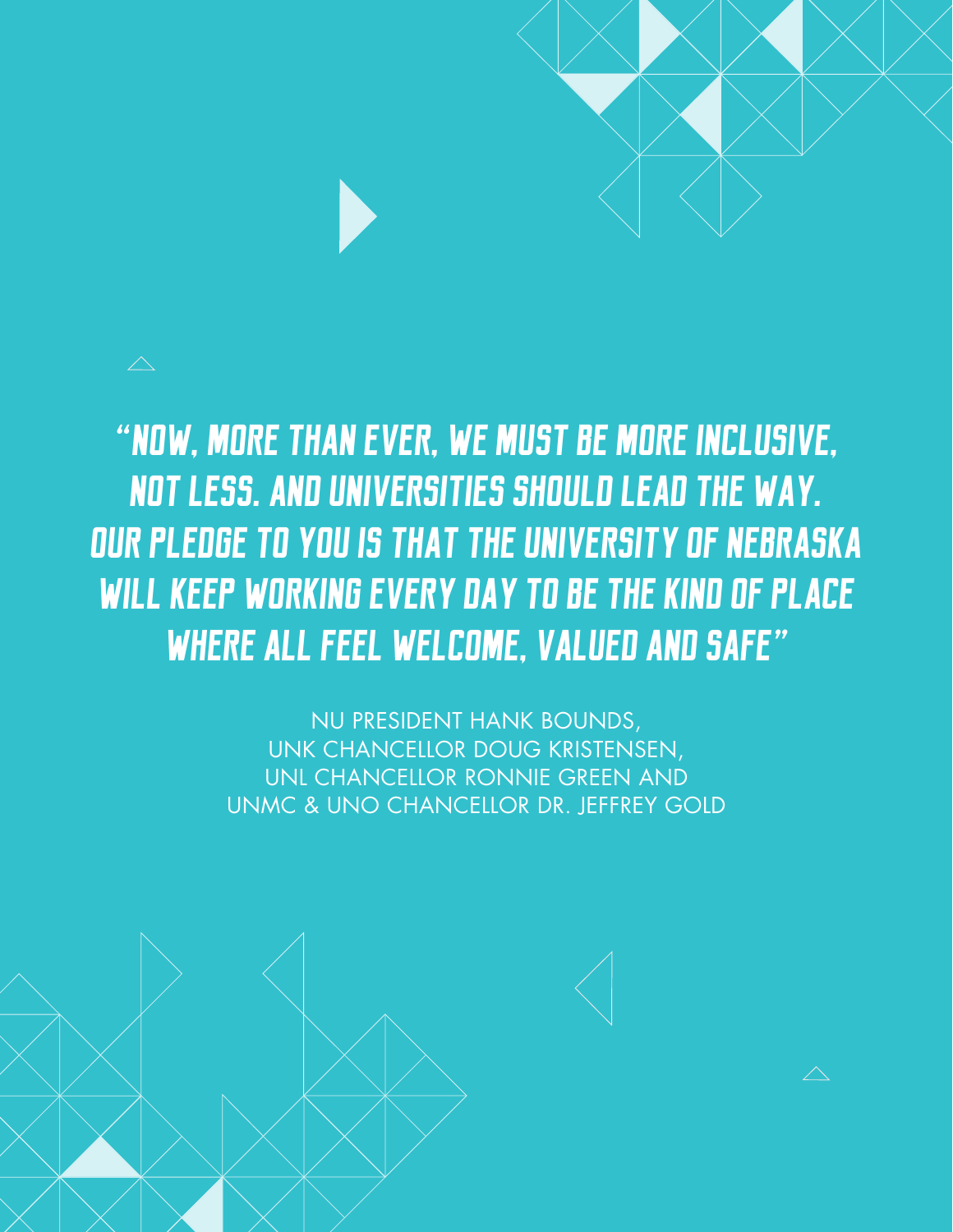*"NOW, MORE THAN EVER, WE MUST BE MORE INCLUSIVE, NOT LESS. AND UNIVERSITIES SHOULD LEAD THE WAY. OUR PLEDGE TO YOU IS THAT THE UNIVERSITY OF NEBRASKA WILL KEEP WORKING EVERY DAY TO BE THE KIND OF PLACE WHERE ALL FEEL WELCOME, VALUED AND SAFE"*

NU PRESIDENT HANK BOUNDS,
UNK CHANCELLOR DOUG KRISTENSEN,
UNL CHANCELLOR RONNIE GREEN AND
UNMC & UNO CHANCELLOR DR. JEFFREY GOLD